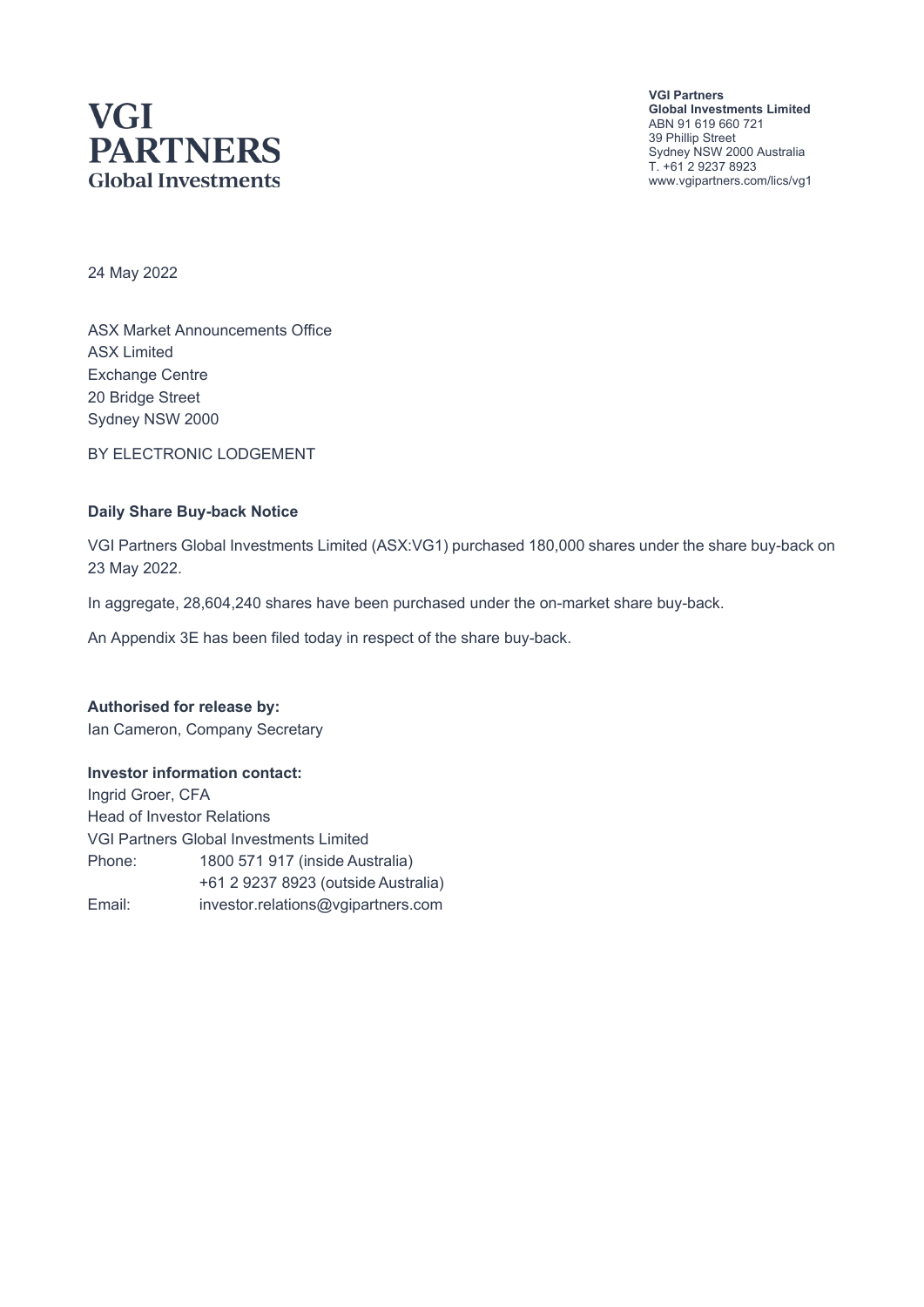# VGI PARTNERS
Global Investments

**VGI Partners**
**Global Investments Limited**
ABN 91 619 660 721
39 Phillip Street
Sydney NSW 2000 Australia
T. +61 2 9237 8923
www.vgipartners.com/lics/vg1

24 May 2022

ASX Market Announcements Office
ASX Limited
Exchange Centre
20 Bridge Street
Sydney NSW 2000

BY ELECTRONIC LODGEMENT

**Daily Share Buy-back Notice**

VGI Partners Global Investments Limited (ASX:VG1) purchased 180,000 shares under the share buy-back on 23 May 2022.

In aggregate, 28,604,240 shares have been purchased under the on-market share buy-back.

An Appendix 3E has been filed today in respect of the share buy-back.

**Authorised for release by:**
Ian Cameron, Company Secretary

**Investor information contact:**
Ingrid Groer, CFA
Head of Investor Relations
VGI Partners Global Investments Limited

| | |
|---|---|
| Phone: | 1800 571 917 (inside Australia) |
| | +61 2 9237 8923 (outside Australia) |
| Email: | investor.relations@vgipartners.com |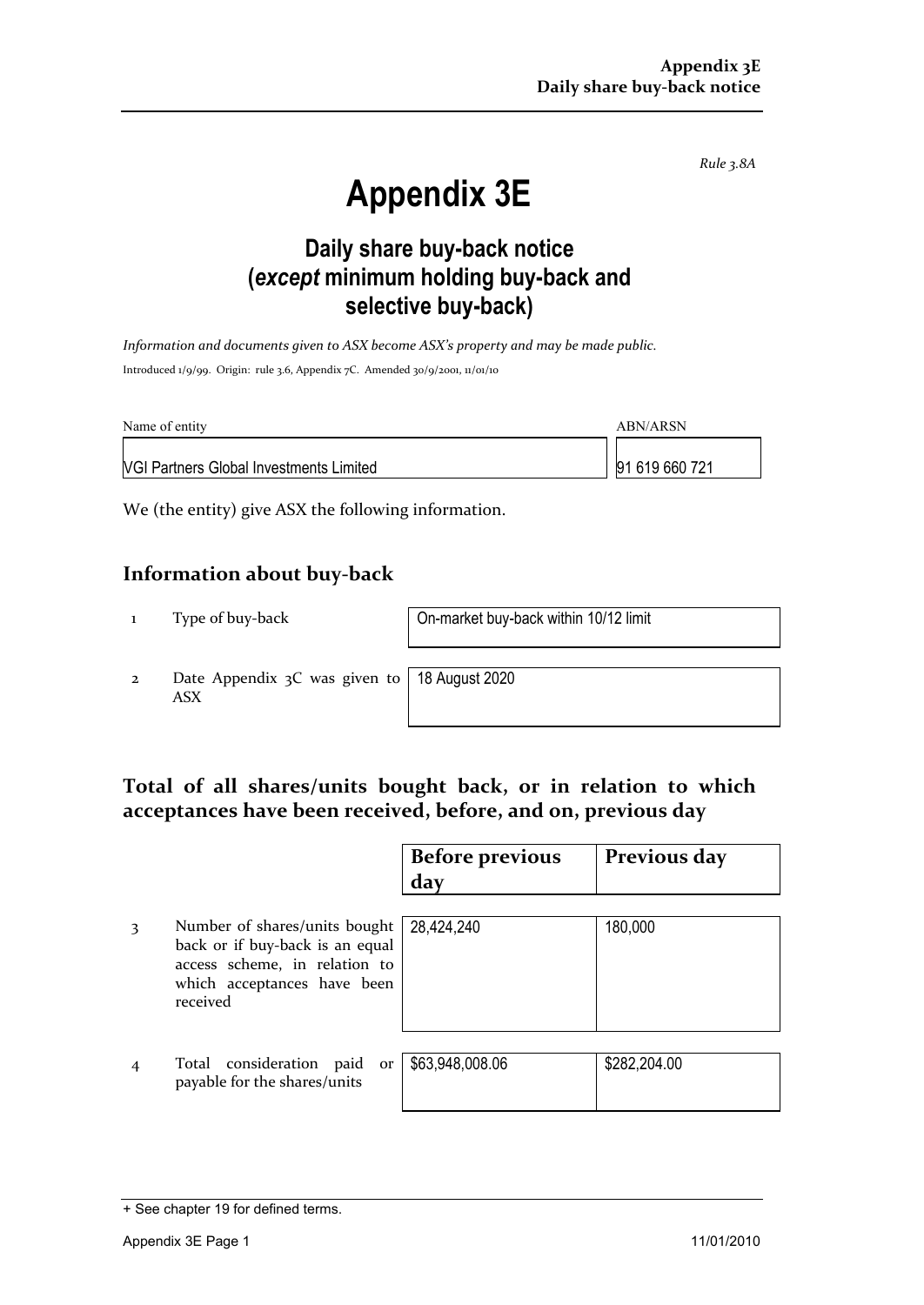*Rule 3.8A*

# Appendix 3E

## Daily share buy-back notice (*except* minimum holding buy-back and selective buy-back)

*Information and documents given to ASX become ASX's property and may be made public.*

Introduced 1/9/99. Origin: rule 3.6, Appendix 7C. Amended 30/9/2001, 11/01/10

| Name of entity | ABN/ARSN |
|---|---|
| VGI Partners Global Investments Limited | 91 619 660 721 |

We (the entity) give ASX the following information.

## Information about buy-back

| | | |
|---|---|---|
| 1 | Type of buy-back | On-market buy-back within 10/12 limit |
| 2 | Date Appendix 3C was given to ASX | 18 August 2020 |

## Total of all shares/units bought back, or in relation to which acceptances have been received, before, and on, previous day

| | | Before previous day | Previous day |
|---|---|---|---|
| 3 | Number of shares/units bought back or if buy-back is an equal access scheme, in relation to which acceptances have been received | 28,424,240 | 180,000 |
| 4 | Total consideration paid or payable for the shares/units | $63,948,008.06 | $282,204.00 |

+ See chapter 19 for defined terms.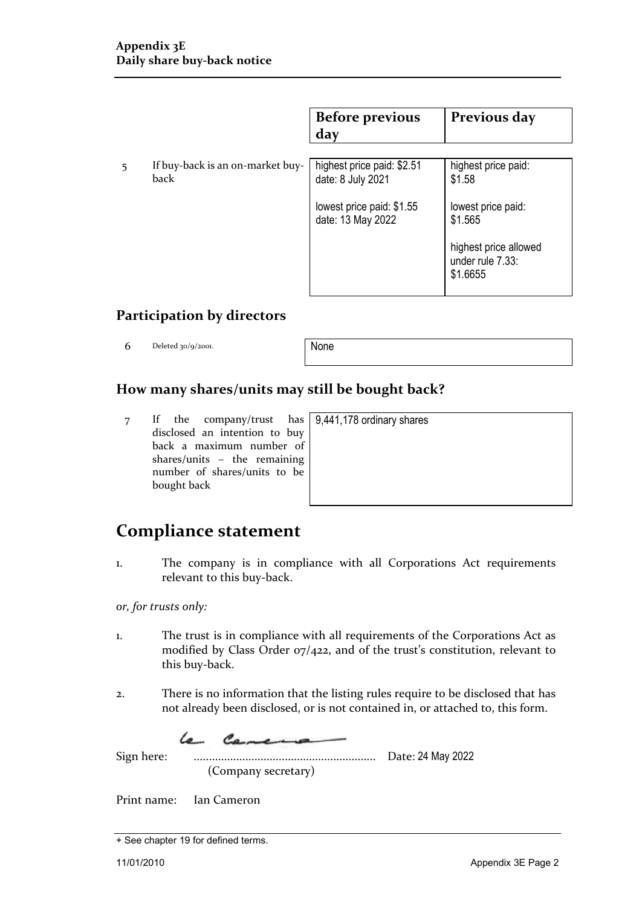**Appendix 3E**
**Daily share buy-back notice**

| | | Before previous day | Previous day |
|---|---|---|---|
| 5 | If buy-back is an on-market buy-back | highest price paid: $2.51<br>date: 8 July 2021<br><br>lowest price paid: $1.55<br>date: 13 May 2022 | highest price paid: $1.58<br><br>lowest price paid: $1.565<br><br>highest price allowed under rule 7.33: $1.6655 |

## Participation by directors

| | | |
|---|---|---|
| 6 | Deleted 30/9/2001. | None |

## How many shares/units may still be bought back?

| | | |
|---|---|---|
| 7 | If the company/trust has disclosed an intention to buy back a maximum number of shares/units – the remaining number of shares/units to be bought back | 9,441,178 ordinary shares |

# Compliance statement

1. The company is in compliance with all Corporations Act requirements relevant to this buy-back.

*or, for trusts only:*

1. The trust is in compliance with all requirements of the Corporations Act as modified by Class Order 07/422, and of the trust's constitution, relevant to this buy-back.

2. There is no information that the listing rules require to be disclosed that has not already been disclosed, or is not contained in, or attached to, this form.

Sign here: ............................................................ Date: 24 May 2022
(Company secretary)

Print name: Ian Cameron

+ See chapter 19 for defined terms.